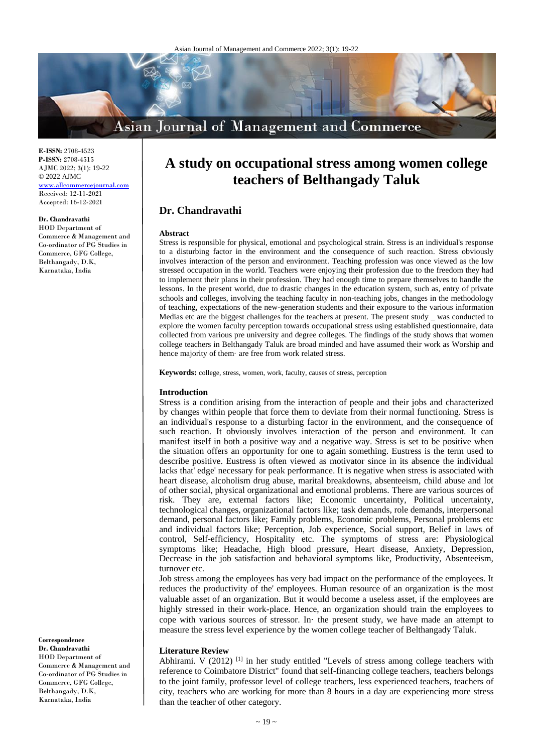**E-ISSN:** 2708-4523
**P-ISSN:** 2708-4515
AJMC 2022; 3(1): 19-22
© 2022 AJMC
www.allcommercejournal.com
Received: 12-11-2021
Accepted: 16-12-2021

**Dr. Chandravathi**
HOD Department of Commerce & Management and Co-ordinator of PG Studies in Commerce, GFG College, Belthangady, D.K, Karnataka, India

**Correspondence**
**Dr. Chandravathi**
HOD Department of Commerce & Management and Co-ordinator of PG Studies in Commerce, GFG College, Belthangady, D.K, Karnataka, India

# A study on occupational stress among women college teachers of Belthangady Taluk

## Dr. Chandravathi

**Abstract**

Stress is responsible for physical, emotional and psychological strain. Stress is an individual's response to a disturbing factor in the environment and the consequence of such reaction. Stress obviously involves interaction of the person and environment. Teaching profession was once viewed as the low stressed occupation in the world. Teachers were enjoying their profession due to the freedom they had to implement their plans in their profession. They had enough time to prepare themselves to handle the lessons. In the present world, due to drastic changes in the education system, such as, entry of private schools and colleges, involving the teaching faculty in non-teaching jobs, changes in the methodology of teaching, expectations of the new-generation students and their exposure to the various information Medias etc are the biggest challenges for the teachers at present. The present study _ was conducted to explore the women faculty perception towards occupational stress using established questionnaire, data collected from various pre university and degree colleges. The findings of the study shows that women college teachers in Belthangady Taluk are broad minded and have assumed their work as Worship and hence majority of them· are free from work related stress.

**Keywords:** college, stress, women, work, faculty, causes of stress, perception

### Introduction

Stress is a condition arising from the interaction of people and their jobs and characterized by changes within people that force them to deviate from their normal functioning. Stress is an individual's response to a disturbing factor in the environment, and the consequence of such reaction. It obviously involves interaction of the person and environment. It can manifest itself in both a positive way and a negative way. Stress is set to be positive when the situation offers an opportunity for one to again something. Eustress is the term used to describe positive. Eustress is often viewed as motivator since in its absence the individual lacks that' edge' necessary for peak performance. It is negative when stress is associated with heart disease, alcoholism drug abuse, marital breakdowns, absenteeism, child abuse and lot of other social, physical organizational and emotional problems. There are various sources of risk. They are, external factors like; Economic uncertainty, Political uncertainty, technological changes, organizational factors like; task demands, role demands, interpersonal demand, personal factors like; Family problems, Economic problems, Personal problems etc and individual factors like; Perception, Job experience, Social support, Belief in laws of control, Self-efficiency, Hospitality etc. The symptoms of stress are: Physiological symptoms like; Headache, High blood pressure, Heart disease, Anxiety, Depression, Decrease in the job satisfaction and behavioral symptoms like, Productivity, Absenteeism, turnover etc.

Job stress among the employees has very bad impact on the performance of the employees. It reduces the productivity of the' employees. Human resource of an organization is the most valuable asset of an organization. But it would become a useless asset, if the employees are highly stressed in their work-place. Hence, an organization should train the employees to cope with various sources of stressor. In· the present study, we have made an attempt to measure the stress level experience by the women college teacher of Belthangady Taluk.

### Literature Review

Abhirami. V (2012) [1] in her study entitled "Levels of stress among college teachers with reference to Coimbatore District" found that self-financing college teachers, teachers belongs to the joint family, professor level of college teachers, less experienced teachers, teachers of city, teachers who are working for more than 8 hours in a day are experiencing more stress than the teacher of other category.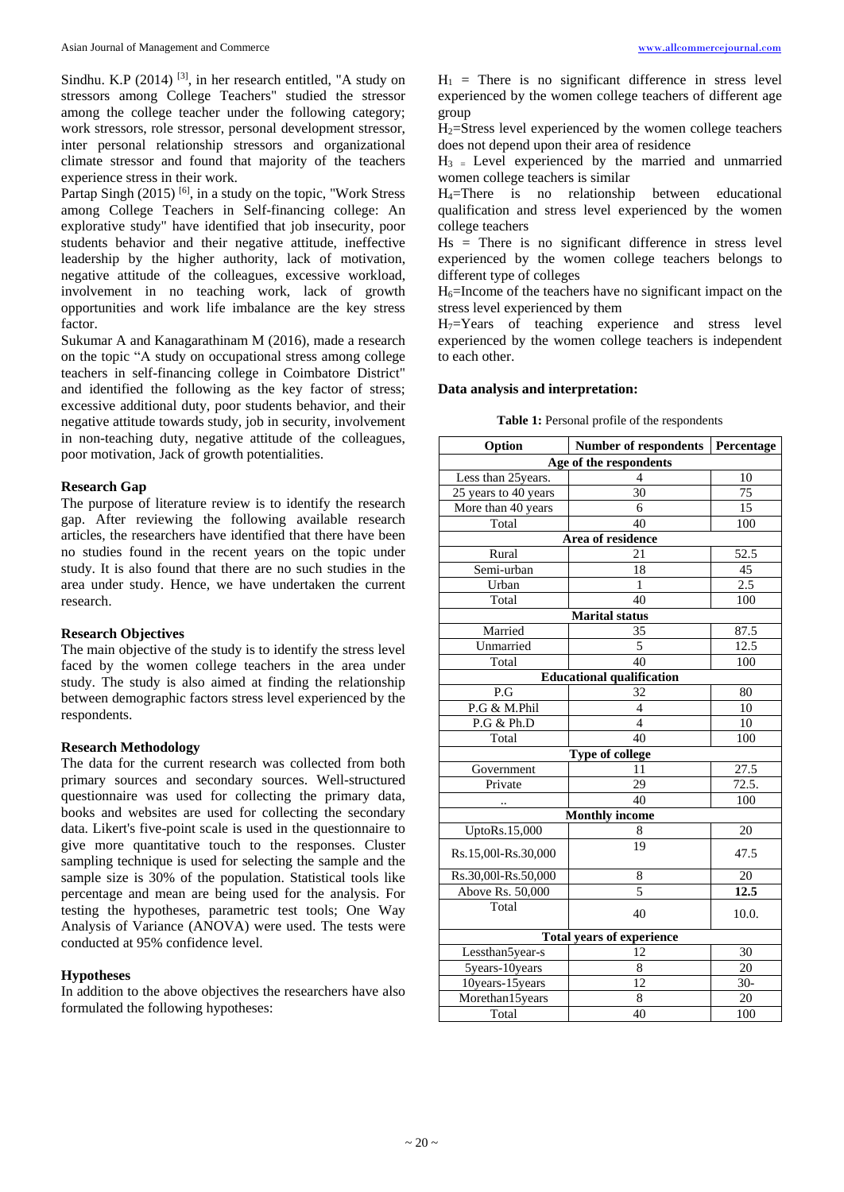Sindhu. K.P (2014) [3], in her research entitled, "A study on stressors among College Teachers" studied the stressor among the college teacher under the following category; work stressors, role stressor, personal development stressor, inter personal relationship stressors and organizational climate stressor and found that majority of the teachers experience stress in their work.

Partap Singh (2015) [6], in a study on the topic, "Work Stress among College Teachers in Self-financing college: An explorative study" have identified that job insecurity, poor students behavior and their negative attitude, ineffective leadership by the higher authority, lack of motivation, negative attitude of the colleagues, excessive workload, involvement in no teaching work, lack of growth opportunities and work life imbalance are the key stress factor.

Sukumar A and Kanagarathinam M (2016), made a research on the topic "A study on occupational stress among college teachers in self-financing college in Coimbatore District" and identified the following as the key factor of stress; excessive additional duty, poor students behavior, and their negative attitude towards study, job in security, involvement in non-teaching duty, negative attitude of the colleagues, poor motivation, Jack of growth potentialities.

### Research Gap

The purpose of literature review is to identify the research gap. After reviewing the following available research articles, the researchers have identified that there have been no studies found in the recent years on the topic under study. It is also found that there are no such studies in the area under study. Hence, we have undertaken the current research.

### Research Objectives

The main objective of the study is to identify the stress level faced by the women college teachers in the area under study. The study is also aimed at finding the relationship between demographic factors stress level experienced by the respondents.

### Research Methodology

The data for the current research was collected from both primary sources and secondary sources. Well-structured questionnaire was used for collecting the primary data, books and websites are used for collecting the secondary data. Likert's five-point scale is used in the questionnaire to give more quantitative touch to the responses. Cluster sampling technique is used for selecting the sample and the sample size is 30% of the population. Statistical tools like percentage and mean are being used for the analysis. For testing the hypotheses, parametric test tools; One Way Analysis of Variance (ANOVA) were used. The tests were conducted at 95% confidence level.

### Hypotheses

In addition to the above objectives the researchers have also formulated the following hypotheses:

$H_1$ = There is no significant difference in stress level experienced by the women college teachers of different age group

$H_2$=Stress level experienced by the women college teachers does not depend upon their area of residence

$H_3$ = Level experienced by the married and unmarried women college teachers is similar

$H_4$=There is no relationship between educational qualification and stress level experienced by the women college teachers

Hs = There is no significant difference in stress level experienced by the women college teachers belongs to different type of colleges

$H_6$=Income of the teachers have no significant impact on the stress level experienced by them

$H_7$=Years of teaching experience and stress level experienced by the women college teachers is independent to each other.

### Data analysis and interpretation:

**Table 1:** Personal profile of the respondents

| Option | Number of respondents | Percentage |
|---|---|---|
| **Age of the respondents** | | |
| Less than 25years. | 4 | 10 |
| 25 years to 40 years | 30 | 75 |
| More than 40 years | 6 | 15 |
| Total | 40 | 100 |
| **Area of residence** | | |
| Rural | 21 | 52.5 |
| Semi-urban | 18 | 45 |
| Urban | 1 | 2.5 |
| Total | 40 | 100 |
| **Marital status** | | |
| Married | 35 | 87.5 |
| Unmarried | 5 | 12.5 |
| Total | 40 | 100 |
| **Educational qualification** | | |
| P.G | 32 | 80 |
| P.G & M.Phil | 4 | 10 |
| P.G & Ph.D | 4 | 10 |
| Total | 40 | 100 |
| **Type of college** | | |
| Government | 11 | 27.5 |
| Private | 29 | 72.5. |
| .. | 40 | 100 |
| **Monthly income** | | |
| UptoRs.15,000 | 8 | 20 |
| Rs.15,00l-Rs.30,000 | 19 | 47.5 |
| Rs.30,00l-Rs.50,000 | 8 | 20 |
| Above Rs. 50,000 | 5 | **12.5** |
| Total | 40 | 10.0. |
| **Total years of experience** | | |
| Lessthan5year-s | 12 | 30 |
| 5years-10years | 8 | 20 |
| 10years-15years | 12 | 30- |
| Morethan15years | 8 | 20 |
| Total | 40 | 100 |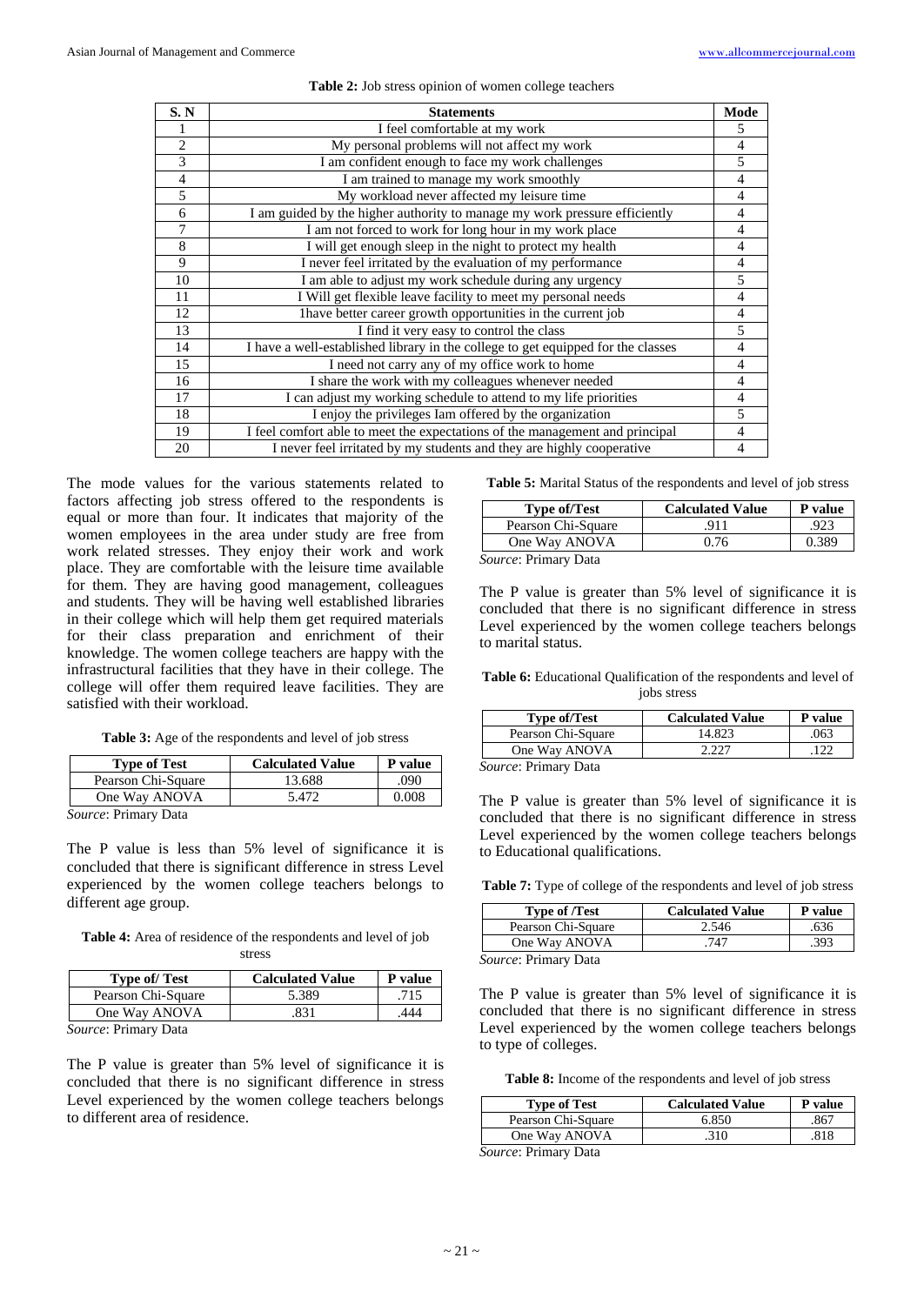**Table 2:** Job stress opinion of women college teachers

| S. N | Statements | Mode |
|---|---|---|
| 1 | I feel comfortable at my work | 5 |
| 2 | My personal problems will not affect my work | 4 |
| 3 | I am confident enough to face my work challenges | 5 |
| 4 | I am trained to manage my work smoothly | 4 |
| 5 | My workload never affected my leisure time | 4 |
| 6 | I am guided by the higher authority to manage my work pressure efficiently | 4 |
| 7 | I am not forced to work for long hour in my work place | 4 |
| 8 | I will get enough sleep in the night to protect my health | 4 |
| 9 | I never feel irritated by the evaluation of my performance | 4 |
| 10 | I am able to adjust my work schedule during any urgency | 5 |
| 11 | I Will get flexible leave facility to meet my personal needs | 4 |
| 12 | 1have better career growth opportunities in the current job | 4 |
| 13 | I find it very easy to control the class | 5 |
| 14 | I have a well-established library in the college to get equipped for the classes | 4 |
| 15 | I need not carry any of my office work to home | 4 |
| 16 | I share the work with my colleagues whenever needed | 4 |
| 17 | I can adjust my working schedule to attend to my life priorities | 4 |
| 18 | I enjoy the privileges Iam offered by the organization | 5 |
| 19 | I feel comfort able to meet the expectations of the management and principal | 4 |
| 20 | I never feel irritated by my students and they are highly cooperative | 4 |

The mode values for the various statements related to factors affecting job stress offered to the respondents is equal or more than four. It indicates that majority of the women employees in the area under study are free from work related stresses. They enjoy their work and work place. They are comfortable with the leisure time available for them. They are having good management, colleagues and students. They will be having well established libraries in their college which will help them get required materials for their class preparation and enrichment of their knowledge. The women college teachers are happy with the infrastructural facilities that they have in their college. The college will offer them required leave facilities. They are satisfied with their workload.

**Table 3:** Age of the respondents and level of job stress

| Type of Test | Calculated Value | P value |
|---|---|---|
| Pearson Chi-Square | 13.688 | .090 |
| One Way ANOVA | 5.472 | 0.008 |

*Source*: Primary Data

The P value is less than 5% level of significance it is concluded that there is significant difference in stress Level experienced by the women college teachers belongs to different age group.

**Table 4:** Area of residence of the respondents and level of job stress

| Type of/ Test | Calculated Value | P value |
|---|---|---|
| Pearson Chi-Square | 5.389 | .715 |
| One Way ANOVA | .831 | .444 |

*Source*: Primary Data

The P value is greater than 5% level of significance it is concluded that there is no significant difference in stress Level experienced by the women college teachers belongs to different area of residence.

**Table 5:** Marital Status of the respondents and level of job stress

| Type of/Test | Calculated Value | P value |
|---|---|---|
| Pearson Chi-Square | .911 | .923 |
| One Way ANOVA | 0.76 | 0.389 |

*Source*: Primary Data

The P value is greater than 5% level of significance it is concluded that there is no significant difference in stress Level experienced by the women college teachers belongs to marital status.

**Table 6:** Educational Qualification of the respondents and level of jobs stress

| Type of/Test | Calculated Value | P value |
|---|---|---|
| Pearson Chi-Square | 14.823 | .063 |
| One Way ANOVA | 2.227 | .122 |

*Source*: Primary Data

The P value is greater than 5% level of significance it is concluded that there is no significant difference in stress Level experienced by the women college teachers belongs to Educational qualifications.

**Table 7:** Type of college of the respondents and level of job stress

| Type of /Test | Calculated Value | P value |
|---|---|---|
| Pearson Chi-Square | 2.546 | .636 |
| One Way ANOVA | .747 | .393 |

*Source*: Primary Data

The P value is greater than 5% level of significance it is concluded that there is no significant difference in stress Level experienced by the women college teachers belongs to type of colleges.

**Table 8:** Income of the respondents and level of job stress

| Type of Test | Calculated Value | P value |
|---|---|---|
| Pearson Chi-Square | 6.850 | .867 |
| One Way ANOVA | .310 | .818 |

*Source*: Primary Data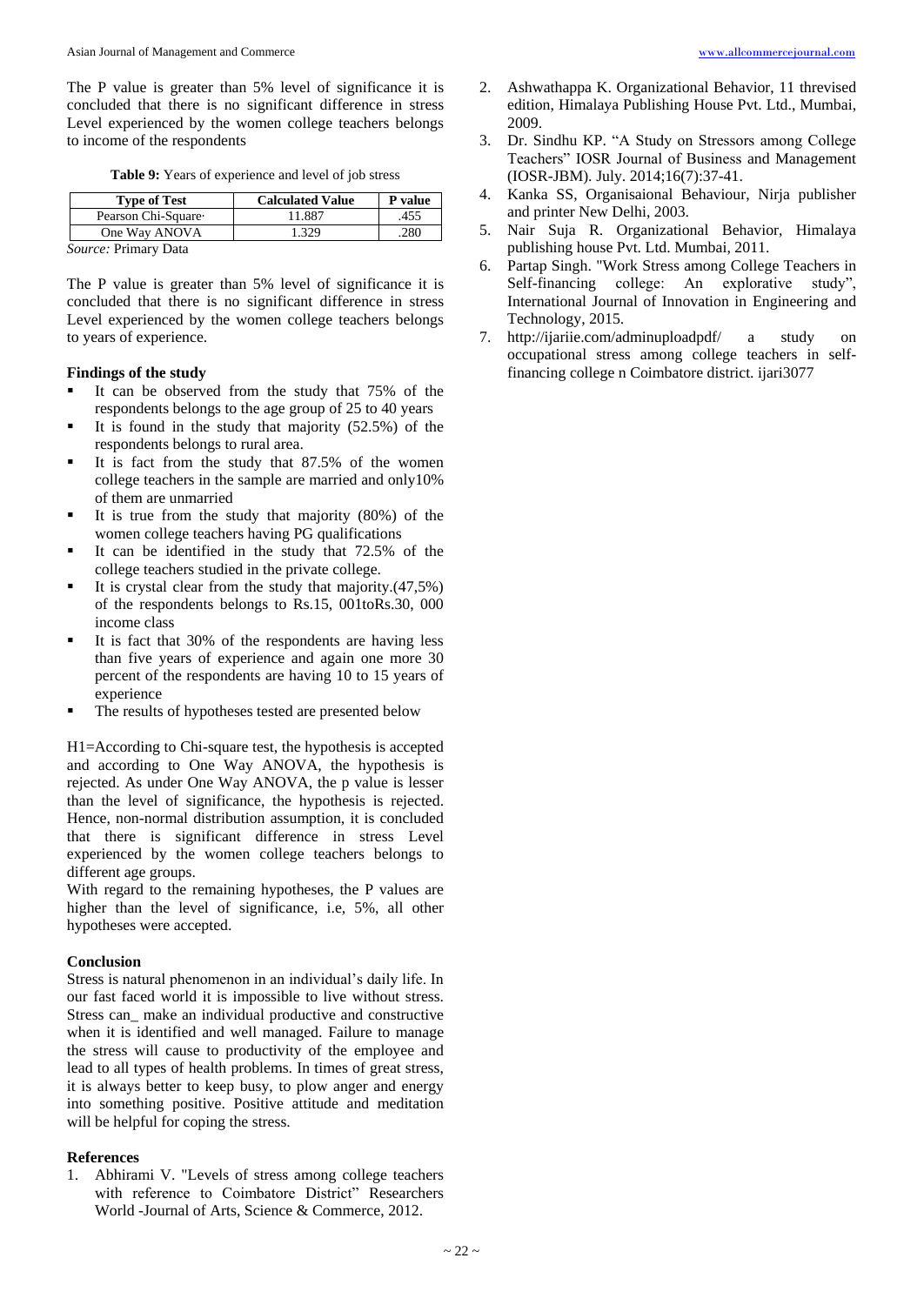The P value is greater than 5% level of significance it is concluded that there is no significant difference in stress Level experienced by the women college teachers belongs to income of the respondents

**Table 9:** Years of experience and level of job stress

| Type of Test | Calculated Value | P value |
|---|---|---|
| Pearson Chi-Square· | 11.887 | .455 |
| One Way ANOVA | 1.329 | .280 |

*Source:* Primary Data

The P value is greater than 5% level of significance it is concluded that there is no significant difference in stress Level experienced by the women college teachers belongs to years of experience.

### Findings of the study

- It can be observed from the study that 75% of the respondents belongs to the age group of 25 to 40 years
- It is found in the study that majority (52.5%) of the respondents belongs to rural area.
- It is fact from the study that 87.5% of the women college teachers in the sample are married and only10% of them are unmarried
- It is true from the study that majority (80%) of the women college teachers having PG qualifications
- It can be identified in the study that 72.5% of the college teachers studied in the private college.
- It is crystal clear from the study that majority.(47,5%) of the respondents belongs to Rs.15, 001toRs.30, 000 income class
- It is fact that 30% of the respondents are having less than five years of experience and again one more 30 percent of the respondents are having 10 to 15 years of experience
- The results of hypotheses tested are presented below

H1=According to Chi-square test, the hypothesis is accepted and according to One Way ANOVA, the hypothesis is rejected. As under One Way ANOVA, the p value is lesser than the level of significance, the hypothesis is rejected. Hence, non-normal distribution assumption, it is concluded that there is significant difference in stress Level experienced by the women college teachers belongs to different age groups.

With regard to the remaining hypotheses, the P values are higher than the level of significance, i.e, 5%, all other hypotheses were accepted.

### Conclusion

Stress is natural phenomenon in an individual's daily life. In our fast faced world it is impossible to live without stress. Stress can_ make an individual productive and constructive when it is identified and well managed. Failure to manage the stress will cause to productivity of the employee and lead to all types of health problems. In times of great stress, it is always better to keep busy, to plow anger and energy into something positive. Positive attitude and meditation will be helpful for coping the stress.

### References

1. Abhirami V. "Levels of stress among college teachers with reference to Coimbatore District" Researchers World -Journal of Arts, Science & Commerce, 2012.
2. Ashwathappa K. Organizational Behavior, 11 threvised edition, Himalaya Publishing House Pvt. Ltd., Mumbai, 2009.
3. Dr. Sindhu KP. "A Study on Stressors among College Teachers" IOSR Journal of Business and Management (IOSR-JBM). July. 2014;16(7):37-41.
4. Kanka SS, Organisaional Behaviour, Nirja publisher and printer New Delhi, 2003.
5. Nair Suja R. Organizational Behavior, Himalaya publishing house Pvt. Ltd. Mumbai, 2011.
6. Partap Singh. "Work Stress among College Teachers in Self-financing college: An explorative study", International Journal of Innovation in Engineering and Technology, 2015.
7. http://ijariie.com/adminuploadpdf/ a study on occupational stress among college teachers in self-financing college n Coimbatore district. ijari3077